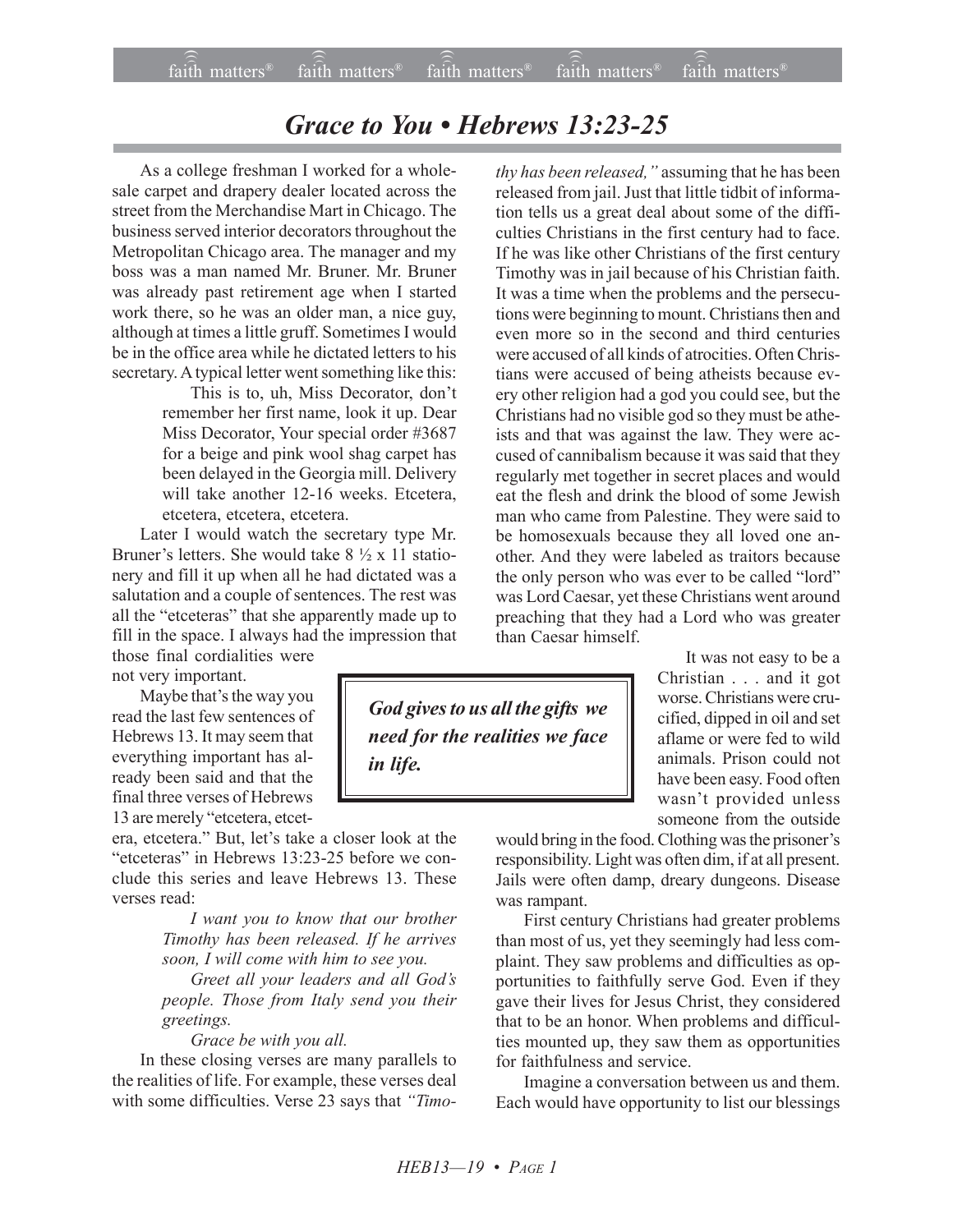# *Grace to You • Hebrews 13:23-25*

As a college freshman I worked for a wholesale carpet and drapery dealer located across the street from the Merchandise Mart in Chicago. The business served interior decorators throughout the Metropolitan Chicago area. The manager and my boss was a man named Mr. Bruner. Mr. Bruner was already past retirement age when I started work there, so he was an older man, a nice guy, although at times a little gruff. Sometimes I would be in the office area while he dictated letters to his secretary. A typical letter went something like this:

> This is to, uh, Miss Decorator, don't remember her first name, look it up. Dear Miss Decorator, Your special order #3687 for a beige and pink wool shag carpet has been delayed in the Georgia mill. Delivery will take another 12-16 weeks. Etcetera, etcetera, etcetera, etcetera.

Later I would watch the secretary type Mr. Bruner's letters. She would take 8 ½ x 11 stationery and fill it up when all he had dictated was a salutation and a couple of sentences. The rest was all the "etceteras" that she apparently made up to fill in the space. I always had the impression that those final cordialities were not very important.

Maybe that's the way you read the last few sentences of Hebrews 13. It may seem that everything important has already been said and that the final three verses of Hebrews 13 are merely "etcetera, etcetera, etcetera." But, let's take a closer look at the "etceteras" in Hebrews 13:23-25 before we conclude this series and leave Hebrews 13. These verses read:

> *I want you to know that our brother Timothy has been released. If he arrives soon, I will come with him to see you.*
>
> *Greet all your leaders and all God's people. Those from Italy send you their greetings.*
>
> *Grace be with you all.*

In these closing verses are many parallels to the realities of life. For example, these verses deal with some difficulties. Verse 23 says that *"Timothy has been released,"* assuming that he has been released from jail. Just that little tidbit of information tells us a great deal about some of the difficulties Christians in the first century had to face. If he was like other Christians of the first century Timothy was in jail because of his Christian faith. It was a time when the problems and the persecutions were beginning to mount. Christians then and even more so in the second and third centuries were accused of all kinds of atrocities. Often Christians were accused of being atheists because every other religion had a god you could see, but the Christians had no visible god so they must be atheists and that was against the law. They were accused of cannibalism because it was said that they regularly met together in secret places and would eat the flesh and drink the blood of some Jewish man who came from Palestine. They were said to be homosexuals because they all loved one another. And they were labeled as traitors because the only person who was ever to be called "lord" was Lord Caesar, yet these Christians went around preaching that they had a Lord who was greater than Caesar himself.

> ***God gives to us all the gifts we need for the realities we face in life.***

It was not easy to be a Christian . . . and it got worse. Christians were crucified, dipped in oil and set aflame or were fed to wild animals. Prison could not have been easy. Food often wasn't provided unless someone from the outside would bring in the food. Clothing was the prisoner's responsibility. Light was often dim, if at all present. Jails were often damp, dreary dungeons. Disease was rampant.

First century Christians had greater problems than most of us, yet they seemingly had less complaint. They saw problems and difficulties as opportunities to faithfully serve God. Even if they gave their lives for Jesus Christ, they considered that to be an honor. When problems and difficulties mounted up, they saw them as opportunities for faithfulness and service.

Imagine a conversation between us and them. Each would have opportunity to list our blessings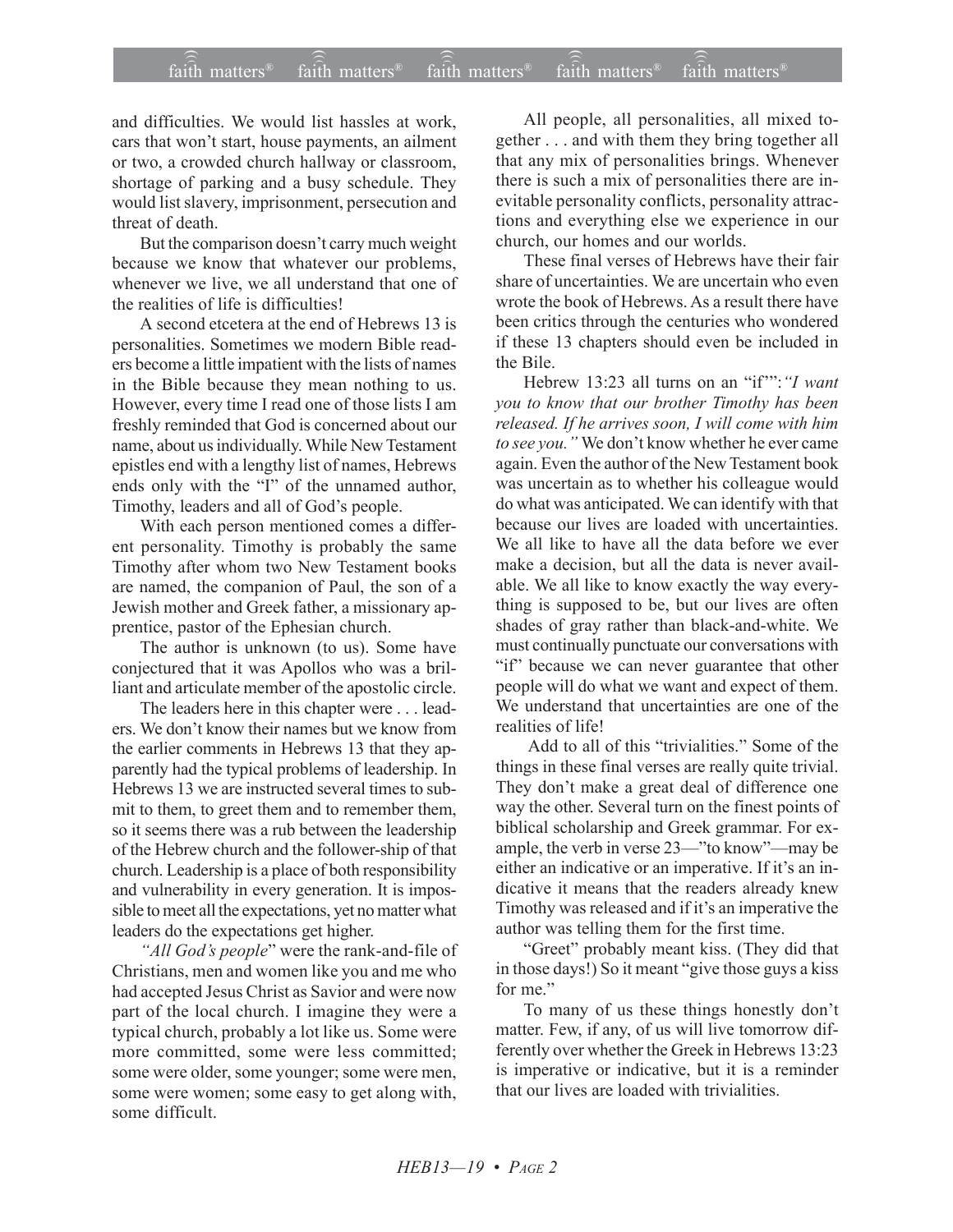and difficulties. We would list hassles at work, cars that won't start, house payments, an ailment or two, a crowded church hallway or classroom, shortage of parking and a busy schedule. They would list slavery, imprisonment, persecution and threat of death.

But the comparison doesn't carry much weight because we know that whatever our problems, whenever we live, we all understand that one of the realities of life is difficulties!

A second etcetera at the end of Hebrews 13 is personalities. Sometimes we modern Bible readers become a little impatient with the lists of names in the Bible because they mean nothing to us. However, every time I read one of those lists I am freshly reminded that God is concerned about our name, about us individually. While New Testament epistles end with a lengthy list of names, Hebrews ends only with the "I" of the unnamed author, Timothy, leaders and all of God's people.

With each person mentioned comes a different personality. Timothy is probably the same Timothy after whom two New Testament books are named, the companion of Paul, the son of a Jewish mother and Greek father, a missionary apprentice, pastor of the Ephesian church.

The author is unknown (to us). Some have conjectured that it was Apollos who was a brilliant and articulate member of the apostolic circle.

The leaders here in this chapter were . . . leaders. We don't know their names but we know from the earlier comments in Hebrews 13 that they apparently had the typical problems of leadership. In Hebrews 13 we are instructed several times to submit to them, to greet them and to remember them, so it seems there was a rub between the leadership of the Hebrew church and the follower-ship of that church. Leadership is a place of both responsibility and vulnerability in every generation. It is impossible to meet all the expectations, yet no matter what leaders do the expectations get higher.

*"All God's people*" were the rank-and-file of Christians, men and women like you and me who had accepted Jesus Christ as Savior and were now part of the local church. I imagine they were a typical church, probably a lot like us. Some were more committed, some were less committed; some were older, some younger; some were men, some were women; some easy to get along with, some difficult.

All people, all personalities, all mixed together . . . and with them they bring together all that any mix of personalities brings. Whenever there is such a mix of personalities there are inevitable personality conflicts, personality attractions and everything else we experience in our church, our homes and our worlds.

These final verses of Hebrews have their fair share of uncertainties. We are uncertain who even wrote the book of Hebrews. As a result there have been critics through the centuries who wondered if these 13 chapters should even be included in the Bile.

Hebrew 13:23 all turns on an "if"": *"I want you to know that our brother Timothy has been released. If he arrives soon, I will come with him to see you."* We don't know whether he ever came again. Even the author of the New Testament book was uncertain as to whether his colleague would do what was anticipated. We can identify with that because our lives are loaded with uncertainties. We all like to have all the data before we ever make a decision, but all the data is never available. We all like to know exactly the way everything is supposed to be, but our lives are often shades of gray rather than black-and-white. We must continually punctuate our conversations with "if" because we can never guarantee that other people will do what we want and expect of them. We understand that uncertainties are one of the realities of life!

Add to all of this "trivialities." Some of the things in these final verses are really quite trivial. They don't make a great deal of difference one way the other. Several turn on the finest points of biblical scholarship and Greek grammar. For example, the verb in verse 23—"to know"—may be either an indicative or an imperative. If it's an indicative it means that the readers already knew Timothy was released and if it's an imperative the author was telling them for the first time.

"Greet" probably meant kiss. (They did that in those days!) So it meant "give those guys a kiss for me."

To many of us these things honestly don't matter. Few, if any, of us will live tomorrow differently over whether the Greek in Hebrews 13:23 is imperative or indicative, but it is a reminder that our lives are loaded with trivialities.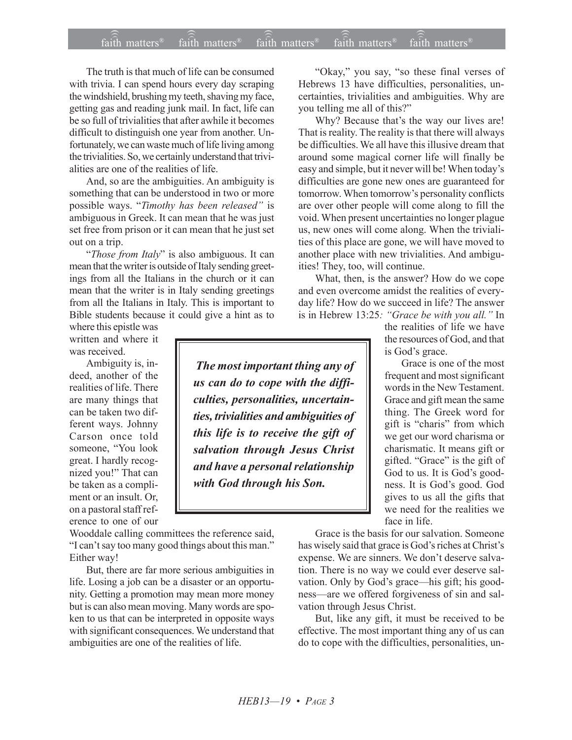The truth is that much of life can be consumed with trivia. I can spend hours every day scraping the windshield, brushing my teeth, shaving my face, getting gas and reading junk mail. In fact, life can be so full of trivialities that after awhile it becomes difficult to distinguish one year from another. Unfortunately, we can waste much of life living among the trivialities. So, we certainly understand that trivialities are one of the realities of life.

And, so are the ambiguities. An ambiguity is something that can be understood in two or more possible ways. "*Timothy has been released"* is ambiguous in Greek. It can mean that he was just set free from prison or it can mean that he just set out on a trip.

"*Those from Italy*" is also ambiguous. It can mean that the writer is outside of Italy sending greetings from all the Italians in the church or it can mean that the writer is in Italy sending greetings from all the Italians in Italy. This is important to Bible students because it could give a hint as to where this epistle was written and where it was received.

Ambiguity is, indeed, another of the realities of life. There are many things that can be taken two different ways. Johnny Carson once told someone, "You look great. I hardly recognized you!" That can be taken as a compliment or an insult. Or, on a pastoral staff reference to one of our Wooddale calling committees the reference said, "I can't say too many good things about this man." Either way!

But, there are far more serious ambiguities in life. Losing a job can be a disaster or an opportunity. Getting a promotion may mean more money but is can also mean moving. Many words are spoken to us that can be interpreted in opposite ways with significant consequences. We understand that ambiguities are one of the realities of life.

> ***The most important thing any of us can do to cope with the difficulties, personalities, uncertainties, trivialities and ambiguities of this life is to receive the gift of salvation through Jesus Christ and have a personal relationship with God through his Son.***

"Okay," you say, "so these final verses of Hebrews 13 have difficulties, personalities, uncertainties, trivialities and ambiguities. Why are you telling me all of this?"

Why? Because that's the way our lives are! That is reality. The reality is that there will always be difficulties. We all have this illusive dream that around some magical corner life will finally be easy and simple, but it never will be! When today's difficulties are gone new ones are guaranteed for tomorrow. When tomorrow's personality conflicts are over other people will come along to fill the void. When present uncertainties no longer plague us, new ones will come along. When the trivialities of this place are gone, we will have moved to another place with new trivialities. And ambiguities! They, too, will continue.

What, then, is the answer? How do we cope and even overcome amidst the realities of everyday life? How do we succeed in life? The answer is in Hebrew 13:25*: "Grace be with you all."* In the realities of life we have the resources of God, and that is God's grace.

Grace is one of the most frequent and most significant words in the New Testament. Grace and gift mean the same thing. The Greek word for gift is "charis" from which we get our word charisma or charismatic. It means gift or gifted. "Grace" is the gift of God to us. It is God's goodness. It is God's good. God gives to us all the gifts that we need for the realities we face in life.

Grace is the basis for our salvation. Someone has wisely said that grace is God's riches at Christ's expense. We are sinners. We don't deserve salvation. There is no way we could ever deserve salvation. Only by God's grace—his gift; his goodness—are we offered forgiveness of sin and salvation through Jesus Christ.

But, like any gift, it must be received to be effective. The most important thing any of us can do to cope with the difficulties, personalities, un-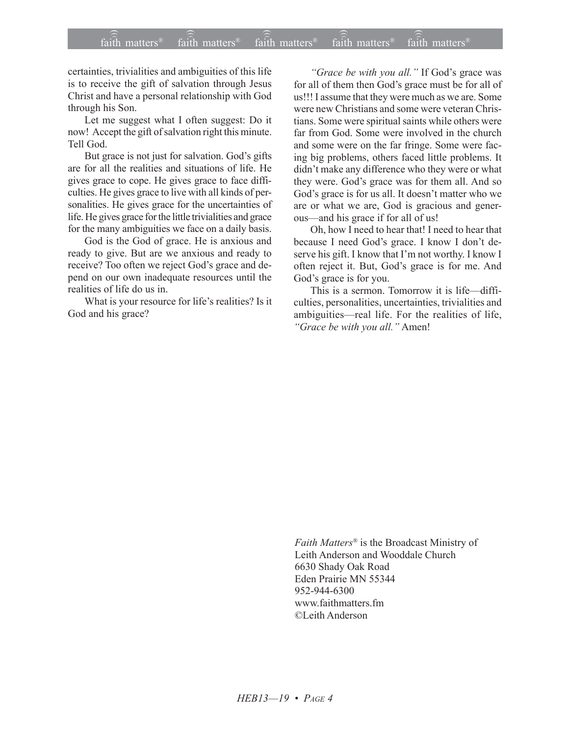certainties, trivialities and ambiguities of this life is to receive the gift of salvation through Jesus Christ and have a personal relationship with God through his Son.

Let me suggest what I often suggest: Do it now! Accept the gift of salvation right this minute. Tell God.

But grace is not just for salvation. God's gifts are for all the realities and situations of life. He gives grace to cope. He gives grace to face difficulties. He gives grace to live with all kinds of personalities. He gives grace for the uncertainties of life. He gives grace for the little trivialities and grace for the many ambiguities we face on a daily basis.

God is the God of grace. He is anxious and ready to give. But are we anxious and ready to receive? Too often we reject God's grace and depend on our own inadequate resources until the realities of life do us in.

What is your resource for life's realities? Is it God and his grace?

*"Grace be with you all."* If God's grace was for all of them then God's grace must be for all of us!!! I assume that they were much as we are. Some were new Christians and some were veteran Christians. Some were spiritual saints while others were far from God. Some were involved in the church and some were on the far fringe. Some were facing big problems, others faced little problems. It didn't make any difference who they were or what they were. God's grace was for them all. And so God's grace is for us all. It doesn't matter who we are or what we are, God is gracious and generous—and his grace if for all of us!

Oh, how I need to hear that! I need to hear that because I need God's grace. I know I don't deserve his gift. I know that I'm not worthy. I know I often reject it. But, God's grace is for me. And God's grace is for you.

This is a sermon. Tomorrow it is life—difficulties, personalities, uncertainties, trivialities and ambiguities—real life. For the realities of life, *"Grace be with you all."* Amen!

*Faith Matters*® is the Broadcast Ministry of
Leith Anderson and Wooddale Church
6630 Shady Oak Road
Eden Prairie MN 55344
952-944-6300
www.faithmatters.fm
©Leith Anderson